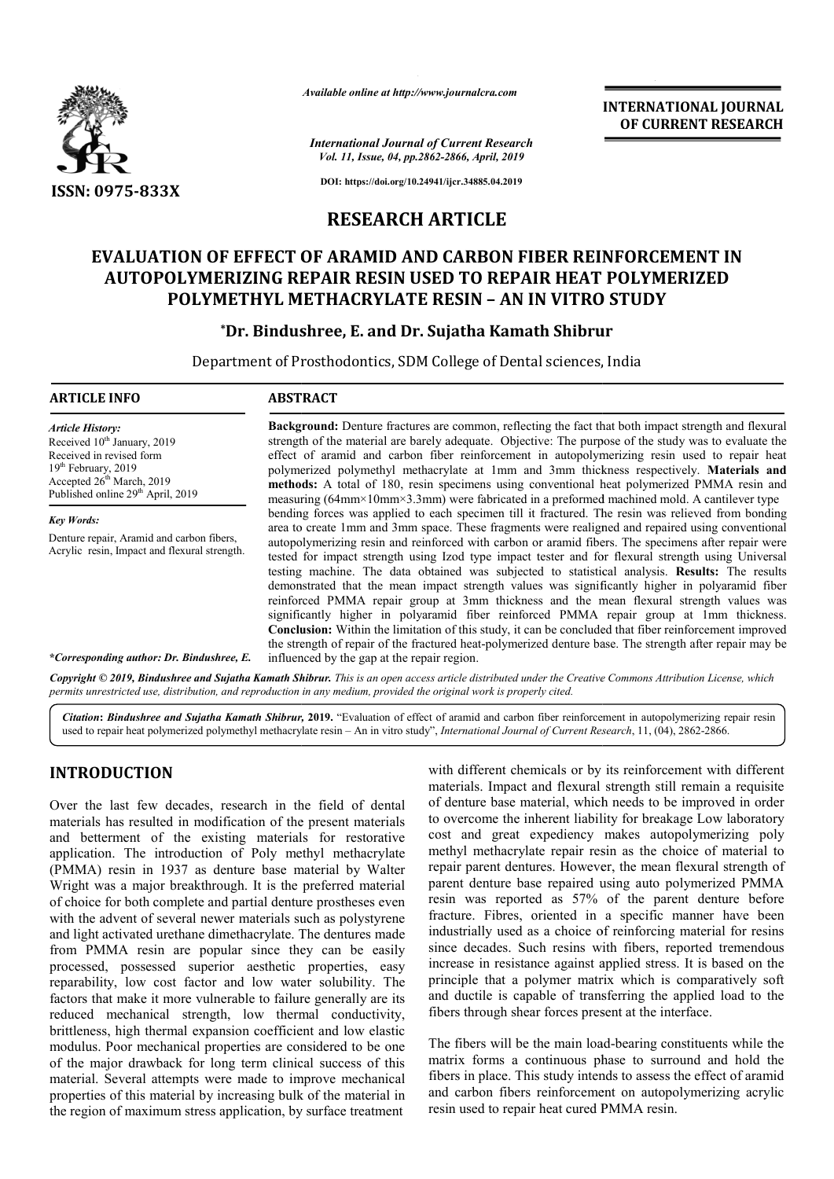*Available online at http://www.journalcra.com*

*International Journal of Current Research*
*Vol. 11, Issue, 04, pp.2862-2866, April, 2019*

**DOI: https://doi.org/10.24941/ijcr.34885.04.2019**

**ISSN: 0975-833X**

**INTERNATIONAL JOURNAL OF CURRENT RESEARCH**

# RESEARCH ARTICLE

# EVALUATION OF EFFECT OF ARAMID AND CARBON FIBER REINFORCEMENT IN AUTOPOLYMERIZING REPAIR RESIN USED TO REPAIR HEAT POLYMERIZED POLYMETHYL METHACRYLATE RESIN – AN IN VITRO STUDY

**\*Dr. Bindushree, E. and Dr. Sujatha Kamath Shibrur**

Department of Prosthodontics, SDM College of Dental sciences, India

## ARTICLE INFO

*Article History:*
Received 10th January, 2019
Received in revised form 19th February, 2019
Accepted 26th March, 2019
Published online 29th April, 2019

*Key Words:*
Denture repair, Aramid and carbon fibers, Acrylic resin, Impact and flexural strength.

*\*Corresponding author: Dr. Bindushree, E.*

## ABSTRACT

**Background:** Denture fractures are common, reflecting the fact that both impact strength and flexural strength of the material are barely adequate. Objective: The purpose of the study was to evaluate the effect of aramid and carbon fiber reinforcement in autopolymerizing resin used to repair heat polymerized polymethyl methacrylate at 1mm and 3mm thickness respectively. **Materials and methods:** A total of 180, resin specimens using conventional heat polymerized PMMA resin and measuring (64mm×10mm×3.3mm) were fabricated in a preformed machined mold. A cantilever type bending forces was applied to each specimen till it fractured. The resin was relieved from bonding area to create 1mm and 3mm space. These fragments were realigned and repaired using conventional autopolymerizing resin and reinforced with carbon or aramid fibers. The specimens after repair were tested for impact strength using Izod type impact tester and for flexural strength using Universal testing machine. The data obtained was subjected to statistical analysis. **Results:** The results demonstrated that the mean impact strength values was significantly higher in polyaramid fiber reinforced PMMA repair group at 3mm thickness and the mean flexural strength values was significantly higher in polyaramid fiber reinforced PMMA repair group at 1mm thickness. **Conclusion:** Within the limitation of this study, it can be concluded that fiber reinforcement improved the strength of repair of the fractured heat-polymerized denture base. The strength after repair may be influenced by the gap at the repair region.

*Copyright © 2019, Bindushree and Sujatha Kamath Shibrur. This is an open access article distributed under the Creative Commons Attribution License, which permits unrestricted use, distribution, and reproduction in any medium, provided the original work is properly cited.*

**Citation: Bindushree and Sujatha Kamath Shibrur, 2019.** "Evaluation of effect of aramid and carbon fiber reinforcement in autopolymerizing repair resin used to repair heat polymerized polymethyl methacrylate resin – An in vitro study", *International Journal of Current Research*, 11, (04), 2862-2866.

## INTRODUCTION

Over the last few decades, research in the field of dental materials has resulted in modification of the present materials and betterment of the existing materials for restorative application. The introduction of Poly methyl methacrylate (PMMA) resin in 1937 as denture base material by Walter Wright was a major breakthrough. It is the preferred material of choice for both complete and partial denture prostheses even with the advent of several newer materials such as polystyrene and light activated urethane dimethacrylate. The dentures made from PMMA resin are popular since they can be easily processed, possessed superior aesthetic properties, easy reparability, low cost factor and low water solubility. The factors that make it more vulnerable to failure generally are its reduced mechanical strength, low thermal conductivity, brittleness, high thermal expansion coefficient and low elastic modulus. Poor mechanical properties are considered to be one of the major drawback for long term clinical success of this material. Several attempts were made to improve mechanical properties of this material by increasing bulk of the material in the region of maximum stress application, by surface treatment with different chemicals or by its reinforcement with different materials. Impact and flexural strength still remain a requisite of denture base material, which needs to be improved in order to overcome the inherent liability for breakage Low laboratory cost and great expediency makes autopolymerizing poly methyl methacrylate repair resin as the choice of material to repair parent dentures. However, the mean flexural strength of parent denture base repaired using auto polymerized PMMA resin was reported as 57% of the parent denture before fracture. Fibres, oriented in a specific manner have been industrially used as a choice of reinforcing material for resins since decades. Such resins with fibers, reported tremendous increase in resistance against applied stress. It is based on the principle that a polymer matrix which is comparatively soft and ductile is capable of transferring the applied load to the fibers through shear forces present at the interface.

The fibers will be the main load-bearing constituents while the matrix forms a continuous phase to surround and hold the fibers in place. This study intends to assess the effect of aramid and carbon fibers reinforcement on autopolymerizing acrylic resin used to repair heat cured PMMA resin.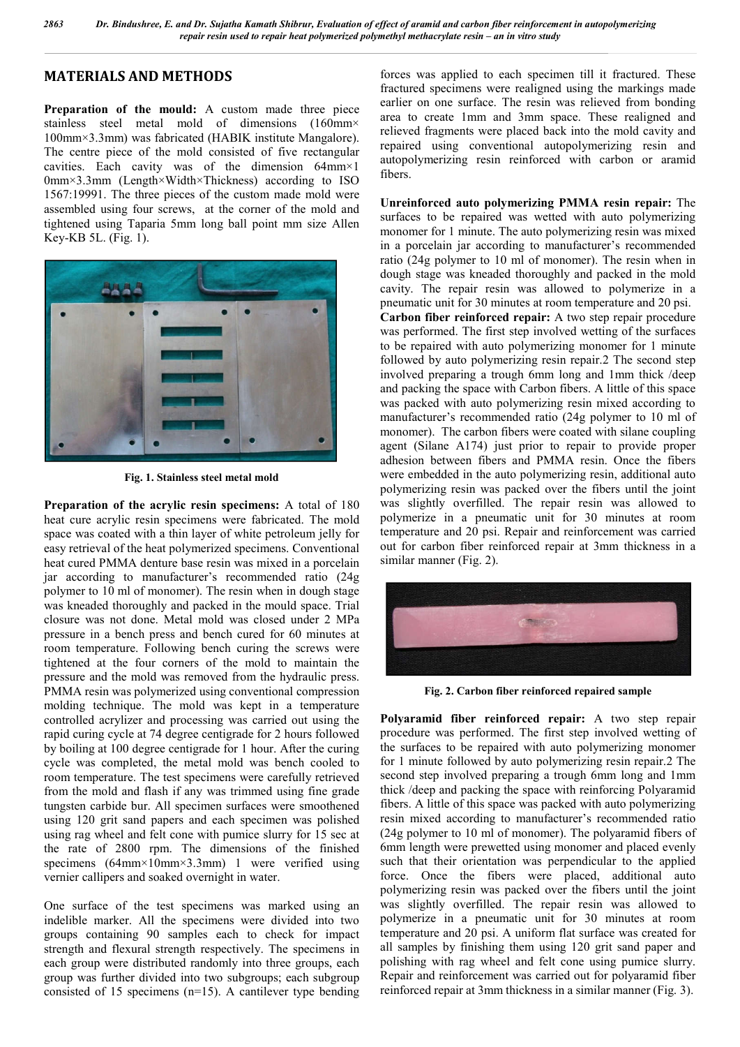## MATERIALS AND METHODS

**Preparation of the mould:** A custom made three piece stainless steel metal mold of dimensions (160mm× 100mm×3.3mm) was fabricated (HABIK institute Mangalore). The centre piece of the mold consisted of five rectangular cavities. Each cavity was of the dimension 64mm×1 0mm×3.3mm (Length×Width×Thickness) according to ISO 1567:19991. The three pieces of the custom made mold were assembled using four screws, at the corner of the mold and tightened using Taparia 5mm long ball point mm size Allen Key-KB 5L. (Fig. 1).

Fig. 1. Stainless steel metal mold

**Preparation of the acrylic resin specimens:** A total of 180 heat cure acrylic resin specimens were fabricated. The mold space was coated with a thin layer of white petroleum jelly for easy retrieval of the heat polymerized specimens. Conventional heat cured PMMA denture base resin was mixed in a porcelain jar according to manufacturer's recommended ratio (24g polymer to 10 ml of monomer). The resin when in dough stage was kneaded thoroughly and packed in the mould space. Trial closure was not done. Metal mold was closed under 2 MPa pressure in a bench press and bench cured for 60 minutes at room temperature. Following bench curing the screws were tightened at the four corners of the mold to maintain the pressure and the mold was removed from the hydraulic press. PMMA resin was polymerized using conventional compression molding technique. The mold was kept in a temperature controlled acrylizer and processing was carried out using the rapid curing cycle at 74 degree centigrade for 2 hours followed by boiling at 100 degree centigrade for 1 hour. After the curing cycle was completed, the metal mold was bench cooled to room temperature. The test specimens were carefully retrieved from the mold and flash if any was trimmed using fine grade tungsten carbide bur. All specimen surfaces were smoothened using 120 grit sand papers and each specimen was polished using rag wheel and felt cone with pumice slurry for 15 sec at the rate of 2800 rpm. The dimensions of the finished specimens (64mm×10mm×3.3mm) 1 were verified using vernier callipers and soaked overnight in water.

One surface of the test specimens was marked using an indelible marker. All the specimens were divided into two groups containing 90 samples each to check for impact strength and flexural strength respectively. The specimens in each group were distributed randomly into three groups, each group was further divided into two subgroups; each subgroup consisted of 15 specimens (n=15). A cantilever type bending forces was applied to each specimen till it fractured. These fractured specimens were realigned using the markings made earlier on one surface. The resin was relieved from bonding area to create 1mm and 3mm space. These realigned and relieved fragments were placed back into the mold cavity and repaired using conventional autopolymerizing resin and autopolymerizing resin reinforced with carbon or aramid fibers.

**Unreinforced auto polymerizing PMMA resin repair:** The surfaces to be repaired was wetted with auto polymerizing monomer for 1 minute. The auto polymerizing resin was mixed in a porcelain jar according to manufacturer's recommended ratio (24g polymer to 10 ml of monomer). The resin when in dough stage was kneaded thoroughly and packed in the mold cavity. The repair resin was allowed to polymerize in a pneumatic unit for 30 minutes at room temperature and 20 psi.

**Carbon fiber reinforced repair:** A two step repair procedure was performed. The first step involved wetting of the surfaces to be repaired with auto polymerizing monomer for 1 minute followed by auto polymerizing resin repair.2 The second step involved preparing a trough 6mm long and 1mm thick /deep and packing the space with Carbon fibers. A little of this space was packed with auto polymerizing resin mixed according to manufacturer's recommended ratio (24g polymer to 10 ml of monomer). The carbon fibers were coated with silane coupling agent (Silane A174) just prior to repair to provide proper adhesion between fibers and PMMA resin. Once the fibers were embedded in the auto polymerizing resin, additional auto polymerizing resin was packed over the fibers until the joint was slightly overfilled. The repair resin was allowed to polymerize in a pneumatic unit for 30 minutes at room temperature and 20 psi. Repair and reinforcement was carried out for carbon fiber reinforced repair at 3mm thickness in a similar manner (Fig. 2).

Fig. 2. Carbon fiber reinforced repaired sample

**Polyaramid fiber reinforced repair:** A two step repair procedure was performed. The first step involved wetting of the surfaces to be repaired with auto polymerizing monomer for 1 minute followed by auto polymerizing resin repair.2 The second step involved preparing a trough 6mm long and 1mm thick /deep and packing the space with reinforcing Polyaramid fibers. A little of this space was packed with auto polymerizing resin mixed according to manufacturer's recommended ratio (24g polymer to 10 ml of monomer). The polyaramid fibers of 6mm length were prewetted using monomer and placed evenly such that their orientation was perpendicular to the applied force. Once the fibers were placed, additional auto polymerizing resin was packed over the fibers until the joint was slightly overfilled. The repair resin was allowed to polymerize in a pneumatic unit for 30 minutes at room temperature and 20 psi. A uniform flat surface was created for all samples by finishing them using 120 grit sand paper and polishing with rag wheel and felt cone using pumice slurry. Repair and reinforcement was carried out for polyaramid fiber reinforced repair at 3mm thickness in a similar manner (Fig. 3).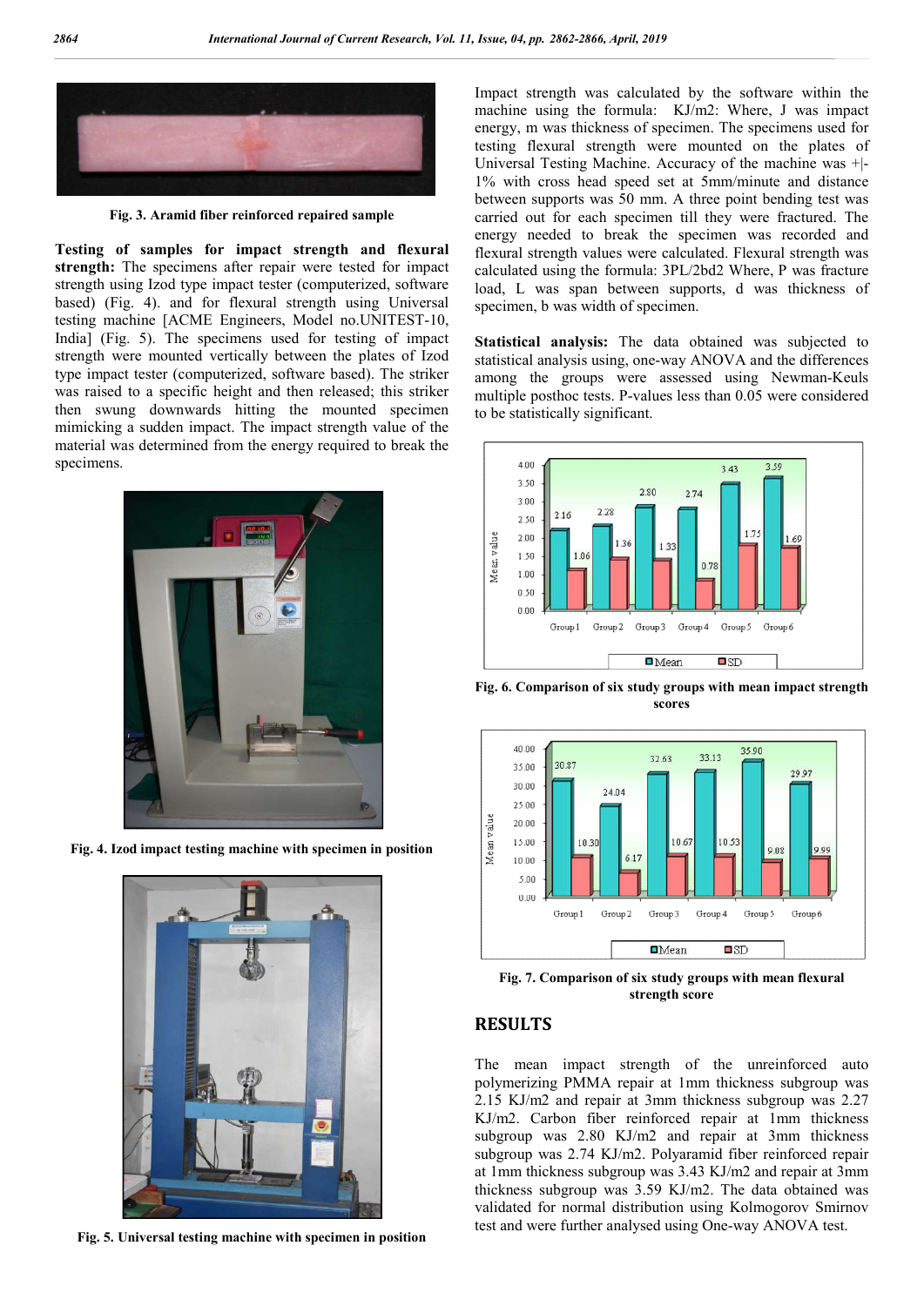Fig. 3. Aramid fiber reinforced repaired sample

**Testing of samples for impact strength and flexural strength:** The specimens after repair were tested for impact strength using Izod type impact tester (computerized, software based) (Fig. 4). and for flexural strength using Universal testing machine [ACME Engineers, Model no.UNITEST-10, India] (Fig. 5). The specimens used for testing of impact strength were mounted vertically between the plates of Izod type impact tester (computerized, software based). The striker was raised to a specific height and then released; this striker then swung downwards hitting the mounted specimen mimicking a sudden impact. The impact strength value of the material was determined from the energy required to break the specimens.

Fig. 4. Izod impact testing machine with specimen in position

Fig. 5. Universal testing machine with specimen in position

Impact strength was calculated by the software within the machine using the formula: KJ/m2: Where, J was impact energy, m was thickness of specimen. The specimens used for testing flexural strength were mounted on the plates of Universal Testing Machine. Accuracy of the machine was +|- 1% with cross head speed set at 5mm/minute and distance between supports was 50 mm. A three point bending test was carried out for each specimen till they were fractured. The energy needed to break the specimen was recorded and flexural strength values were calculated. Flexural strength was calculated using the formula: $3PL/2bd^2$ Where, P was fracture load, L was span between supports, d was thickness of specimen, b was width of specimen.

**Statistical analysis:** The data obtained was subjected to statistical analysis using, one-way ANOVA and the differences among the groups were assessed using Newman-Keuls multiple posthoc tests. P-values less than 0.05 were considered to be statistically significant.

| | Group 1 | Group 2 | Group 3 | Group 4 | Group 5 | Group 6 |
|---|---|---|---|---|---|---|
| Mean | 2.16 | 2.28 | 2.80 | 2.74 | 3.43 | 3.59 |
| SD | 1.06 | 1.36 | 1.33 | 0.78 | 1.75 | 1.69 |

Fig. 6. Comparison of six study groups with mean impact strength scores

| | Group 1 | Group 2 | Group 3 | Group 4 | Group 5 | Group 6 |
|---|---|---|---|---|---|---|
| Mean | 30.87 | 24.04 | 32.63 | 33.13 | 35.90 | 29.97 |
| SD | 10.30 | 6.17 | 10.67 | 10.53 | 9.08 | 9.99 |

Fig. 7. Comparison of six study groups with mean flexural strength score

## RESULTS

The mean impact strength of the unreinforced auto polymerizing PMMA repair at 1mm thickness subgroup was 2.15 KJ/m2 and repair at 3mm thickness subgroup was 2.27 KJ/m2. Carbon fiber reinforced repair at 1mm thickness subgroup was 2.80 KJ/m2 and repair at 3mm thickness subgroup was 2.74 KJ/m2. Polyaramid fiber reinforced repair at 1mm thickness subgroup was 3.43 KJ/m2 and repair at 3mm thickness subgroup was 3.59 KJ/m2. The data obtained was validated for normal distribution using Kolmogorov Smirnov test and were further analysed using One-way ANOVA test.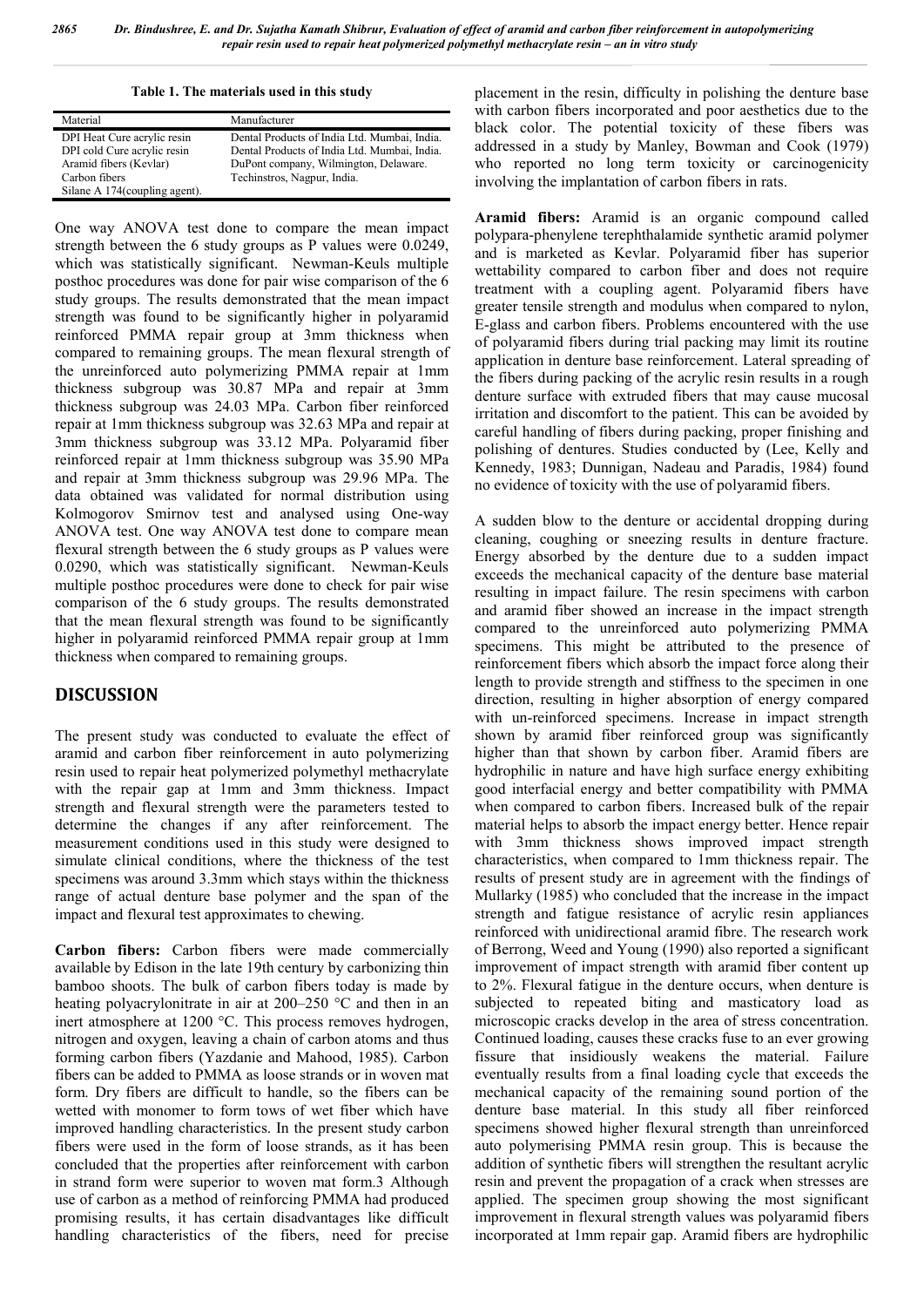**Table 1. The materials used in this study**

| Material | Manufacturer |
|---|---|
| DPI Heat Cure acrylic resin | Dental Products of India Ltd. Mumbai, India. |
| DPI cold Cure acrylic resin | Dental Products of India Ltd. Mumbai, India. |
| Aramid fibers (Kevlar) | DuPont company, Wilmington, Delaware. |
| Carbon fibers | Techinstros, Nagpur, India. |
| Silane A 174(coupling agent). | |

One way ANOVA test done to compare the mean impact strength between the 6 study groups as P values were 0.0249, which was statistically significant. Newman-Keuls multiple posthoc procedures was done for pair wise comparison of the 6 study groups. The results demonstrated that the mean impact strength was found to be significantly higher in polyaramid reinforced PMMA repair group at 3mm thickness when compared to remaining groups. The mean flexural strength of the unreinforced auto polymerizing PMMA repair at 1mm thickness subgroup was 30.87 MPa and repair at 3mm thickness subgroup was 24.03 MPa. Carbon fiber reinforced repair at 1mm thickness subgroup was 32.63 MPa and repair at 3mm thickness subgroup was 33.12 MPa. Polyaramid fiber reinforced repair at 1mm thickness subgroup was 35.90 MPa and repair at 3mm thickness subgroup was 29.96 MPa. The data obtained was validated for normal distribution using Kolmogorov Smirnov test and analysed using One-way ANOVA test. One way ANOVA test done to compare mean flexural strength between the 6 study groups as P values were 0.0290, which was statistically significant. Newman-Keuls multiple posthoc procedures were done to check for pair wise comparison of the 6 study groups. The results demonstrated that the mean flexural strength was found to be significantly higher in polyaramid reinforced PMMA repair group at 1mm thickness when compared to remaining groups.

## DISCUSSION

The present study was conducted to evaluate the effect of aramid and carbon fiber reinforcement in auto polymerizing resin used to repair heat polymerized polymethyl methacrylate with the repair gap at 1mm and 3mm thickness. Impact strength and flexural strength were the parameters tested to determine the changes if any after reinforcement. The measurement conditions used in this study were designed to simulate clinical conditions, where the thickness of the test specimens was around 3.3mm which stays within the thickness range of actual denture base polymer and the span of the impact and flexural test approximates to chewing.

**Carbon fibers:** Carbon fibers were made commercially available by Edison in the late 19th century by carbonizing thin bamboo shoots. The bulk of carbon fibers today is made by heating polyacrylonitrate in air at 200–250 °C and then in an inert atmosphere at 1200 °C. This process removes hydrogen, nitrogen and oxygen, leaving a chain of carbon atoms and thus forming carbon fibers (Yazdanie and Mahood, 1985). Carbon fibers can be added to PMMA as loose strands or in woven mat form. Dry fibers are difficult to handle, so the fibers can be wetted with monomer to form tows of wet fiber which have improved handling characteristics. In the present study carbon fibers were used in the form of loose strands, as it has been concluded that the properties after reinforcement with carbon in strand form were superior to woven mat form.3 Although use of carbon as a method of reinforcing PMMA has produced promising results, it has certain disadvantages like difficult handling characteristics of the fibers, need for precise placement in the resin, difficulty in polishing the denture base with carbon fibers incorporated and poor aesthetics due to the black color. The potential toxicity of these fibers was addressed in a study by Manley, Bowman and Cook (1979) who reported no long term toxicity or carcinogenicity involving the implantation of carbon fibers in rats.

**Aramid fibers:** Aramid is an organic compound called polypara-phenylene terephthalamide synthetic aramid polymer and is marketed as Kevlar. Polyaramid fiber has superior wettability compared to carbon fiber and does not require treatment with a coupling agent. Polyaramid fibers have greater tensile strength and modulus when compared to nylon, E-glass and carbon fibers. Problems encountered with the use of polyaramid fibers during trial packing may limit its routine application in denture base reinforcement. Lateral spreading of the fibers during packing of the acrylic resin results in a rough denture surface with extruded fibers that may cause mucosal irritation and discomfort to the patient. This can be avoided by careful handling of fibers during packing, proper finishing and polishing of dentures. Studies conducted by (Lee, Kelly and Kennedy, 1983; Dunnigan, Nadeau and Paradis, 1984) found no evidence of toxicity with the use of polyaramid fibers.

A sudden blow to the denture or accidental dropping during cleaning, coughing or sneezing results in denture fracture. Energy absorbed by the denture due to a sudden impact exceeds the mechanical capacity of the denture base material resulting in impact failure. The resin specimens with carbon and aramid fiber showed an increase in the impact strength compared to the unreinforced auto polymerizing PMMA specimens. This might be attributed to the presence of reinforcement fibers which absorb the impact force along their length to provide strength and stiffness to the specimen in one direction, resulting in higher absorption of energy compared with un-reinforced specimens. Increase in impact strength shown by aramid fiber reinforced group was significantly higher than that shown by carbon fiber. Aramid fibers are hydrophilic in nature and have high surface energy exhibiting good interfacial energy and better compatibility with PMMA when compared to carbon fibers. Increased bulk of the repair material helps to absorb the impact energy better. Hence repair with 3mm thickness shows improved impact strength characteristics, when compared to 1mm thickness repair. The results of present study are in agreement with the findings of Mullarky (1985) who concluded that the increase in the impact strength and fatigue resistance of acrylic resin appliances reinforced with unidirectional aramid fibre. The research work of Berrong, Weed and Young (1990) also reported a significant improvement of impact strength with aramid fiber content up to 2%. Flexural fatigue in the denture occurs, when denture is subjected to repeated biting and masticatory load as microscopic cracks develop in the area of stress concentration. Continued loading, causes these cracks fuse to an ever growing fissure that insidiously weakens the material. Failure eventually results from a final loading cycle that exceeds the mechanical capacity of the remaining sound portion of the denture base material. In this study all fiber reinforced specimens showed higher flexural strength than unreinforced auto polymerising PMMA resin group. This is because the addition of synthetic fibers will strengthen the resultant acrylic resin and prevent the propagation of a crack when stresses are applied. The specimen group showing the most significant improvement in flexural strength values was polyaramid fibers incorporated at 1mm repair gap. Aramid fibers are hydrophilic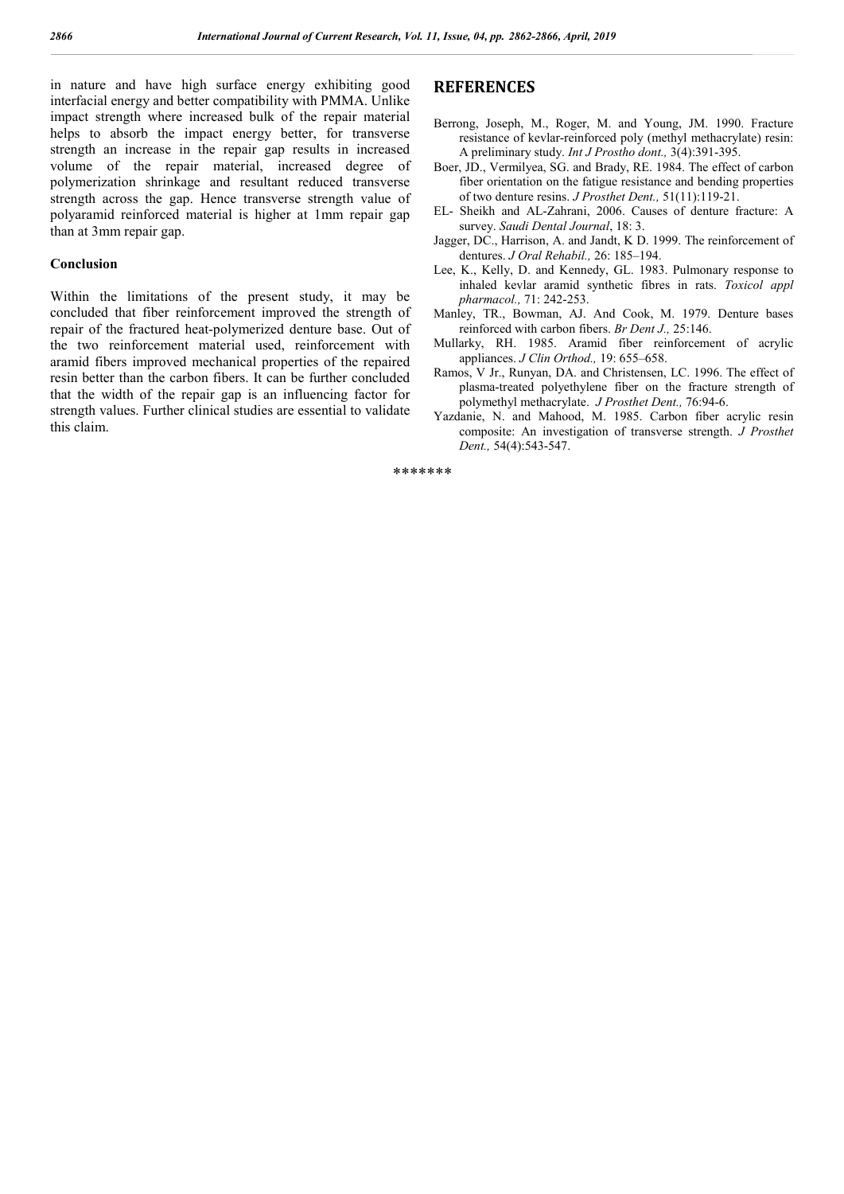in nature and have high surface energy exhibiting good interfacial energy and better compatibility with PMMA. Unlike impact strength where increased bulk of the repair material helps to absorb the impact energy better, for transverse strength an increase in the repair gap results in increased volume of the repair material, increased degree of polymerization shrinkage and resultant reduced transverse strength across the gap. Hence transverse strength value of polyaramid reinforced material is higher at 1mm repair gap than at 3mm repair gap.

### Conclusion

Within the limitations of the present study, it may be concluded that fiber reinforcement improved the strength of repair of the fractured heat-polymerized denture base. Out of the two reinforcement material used, reinforcement with aramid fibers improved mechanical properties of the repaired resin better than the carbon fibers. It can be further concluded that the width of the repair gap is an influencing factor for strength values. Further clinical studies are essential to validate this claim.

## REFERENCES

Berrong, Joseph, M., Roger, M. and Young, JM. 1990. Fracture resistance of kevlar-reinforced poly (methyl methacrylate) resin: A preliminary study. *Int J Prostho dont.,* 3(4):391-395.

Boer, JD., Vermilyea, SG. and Brady, RE. 1984. The effect of carbon fiber orientation on the fatigue resistance and bending properties of two denture resins. *J Prosthet Dent.,* 51(11):119-21.

EL- Sheikh and AL-Zahrani, 2006. Causes of denture fracture: A survey. *Saudi Dental Journal*, 18: 3.

Jagger, DC., Harrison, A. and Jandt, K D. 1999. The reinforcement of dentures. *J Oral Rehabil.,* 26: 185–194.

Lee, K., Kelly, D. and Kennedy, GL. 1983. Pulmonary response to inhaled kevlar aramid synthetic fibres in rats. *Toxicol appl pharmacol.,* 71: 242-253.

Manley, TR., Bowman, AJ. And Cook, M. 1979. Denture bases reinforced with carbon fibers. *Br Dent J.,* 25:146.

Mullarky, RH. 1985. Aramid fiber reinforcement of acrylic appliances. *J Clin Orthod.,* 19: 655–658.

Ramos, V Jr., Runyan, DA. and Christensen, LC. 1996. The effect of plasma-treated polyethylene fiber on the fracture strength of polymethyl methacrylate. *J Prosthet Dent.,* 76:94-6.

Yazdanie, N. and Mahood, M. 1985. Carbon fiber acrylic resin composite: An investigation of transverse strength. *J Prosthet Dent.,* 54(4):543-547.

*******